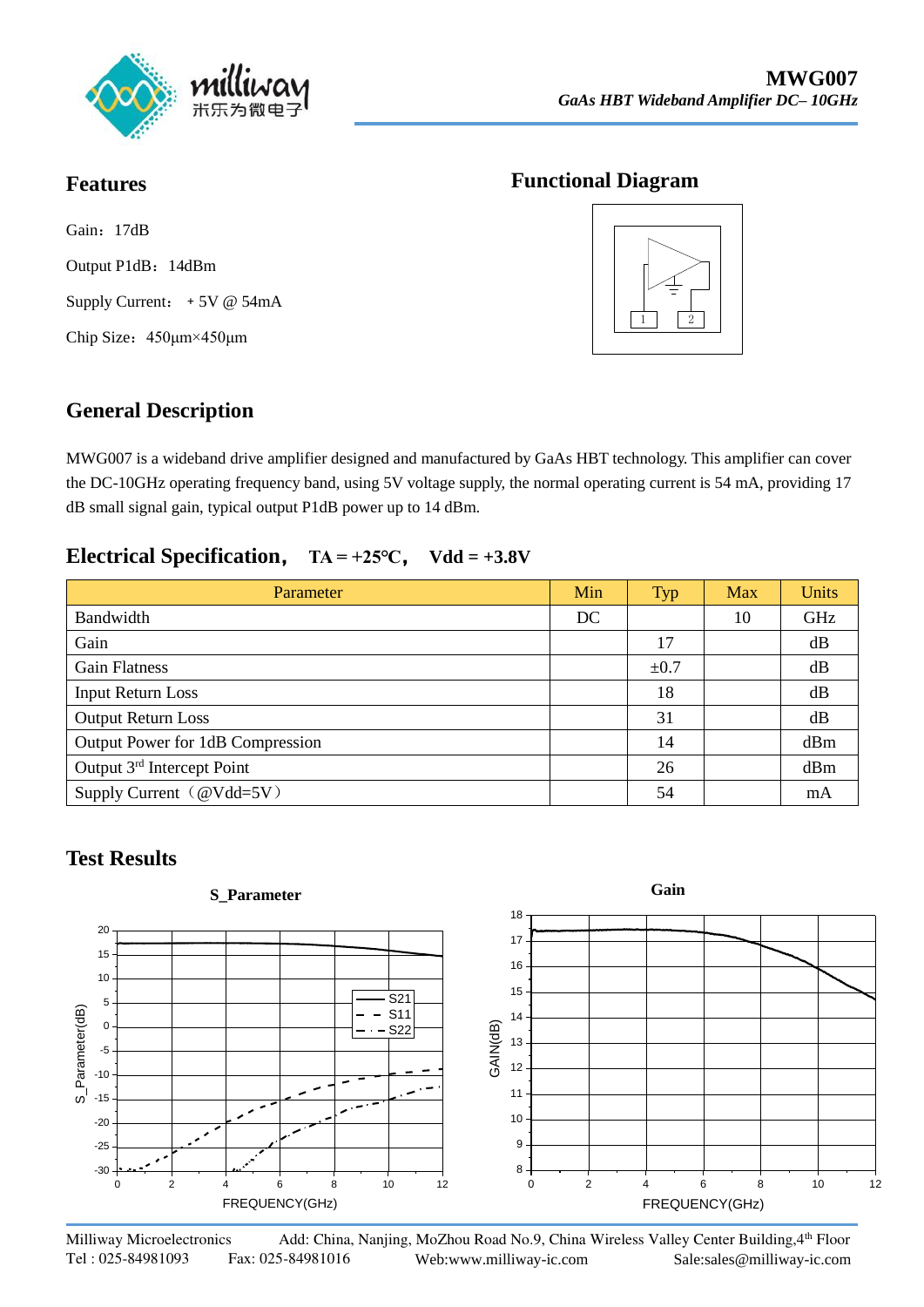# MWG007

*GaAs HBT Wideband Amplifier DC– 10GHz*

## Features

Gain：17dB

Output P1dB：14dBm

Supply Current： + 5V @ 54mA

Chip Size：450μm×450μm

## Functional Diagram

## General Description

MWG007 is a wideband drive amplifier designed and manufactured by GaAs HBT technology. This amplifier can cover the DC-10GHz operating frequency band, using 5V voltage supply, the normal operating current is 54 mA, providing 17 dB small signal gain, typical output P1dB power up to 14 dBm.

## Electrical Specification， TA = +25°C， Vdd = +3.8V

| Parameter | Min | Typ | Max | Units |
|---|---|---|---|---|
| Bandwidth | DC | | 10 | GHz |
| Gain | | 17 | | dB |
| Gain Flatness | | ±0.7 | | dB |
| Input Return Loss | | 18 | | dB |
| Output Return Loss | | 31 | | dB |
| Output Power for 1dB Compression | | 14 | | dBm |
| Output 3rd Intercept Point | | 26 | | dBm |
| Supply Current（@Vdd=5V） | | 54 | | mA |

## Test Results

**S_Parameter**

**Gain**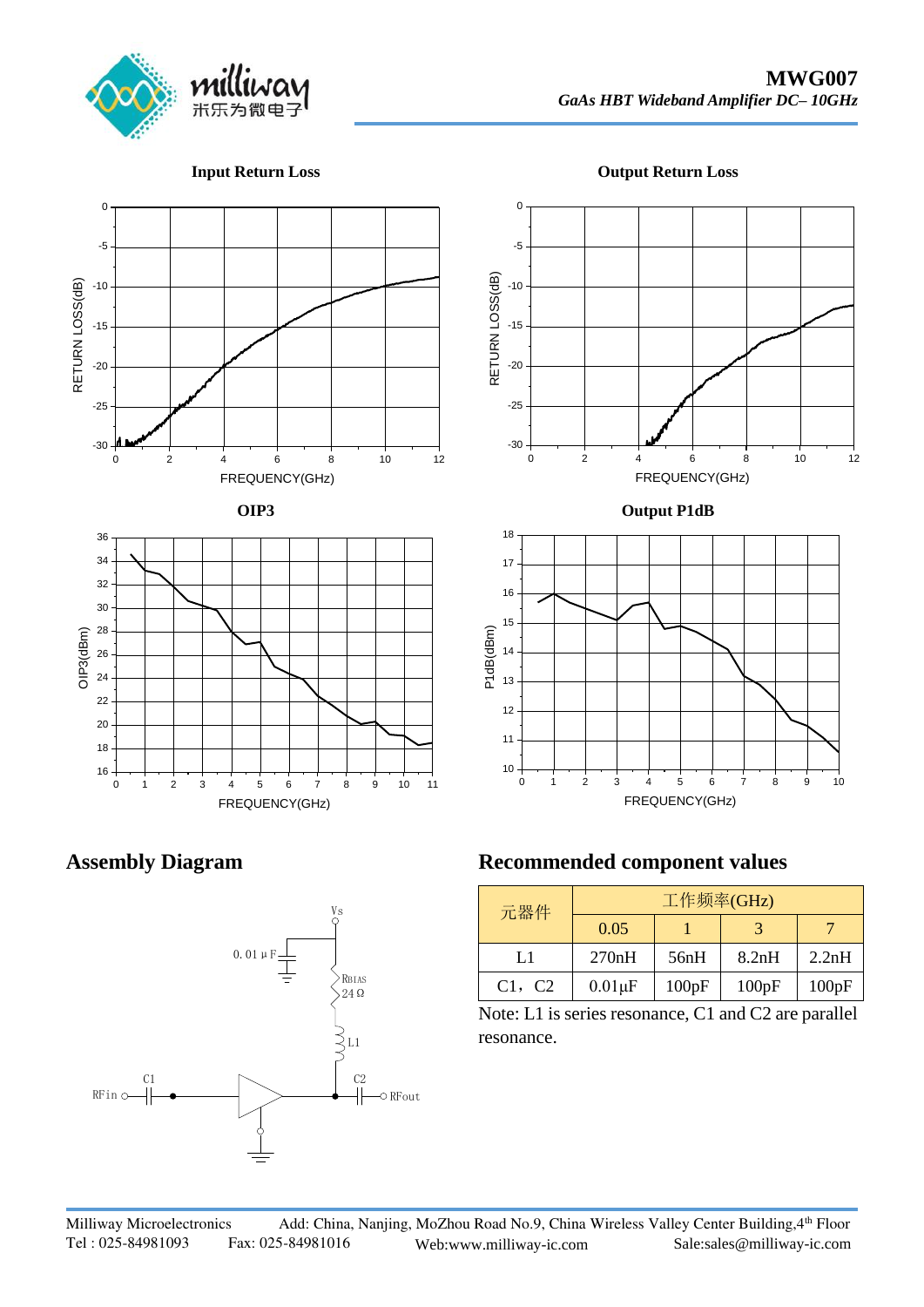### Input Return Loss

### Output Return Loss

### OIP3

### Output P1dB

## Assembly Diagram

## Recommended component values

| 元器件 | 工作频率(GHz) | | | |
|---|---|---|---|---|
| | 0.05 | 1 | 3 | 7 |
| L1 | 270nH | 56nH | 8.2nH | 2.2nH |
| C1，C2 | 0.01μF | 100pF | 100pF | 100pF |

Note: L1 is series resonance, C1 and C2 are parallel resonance.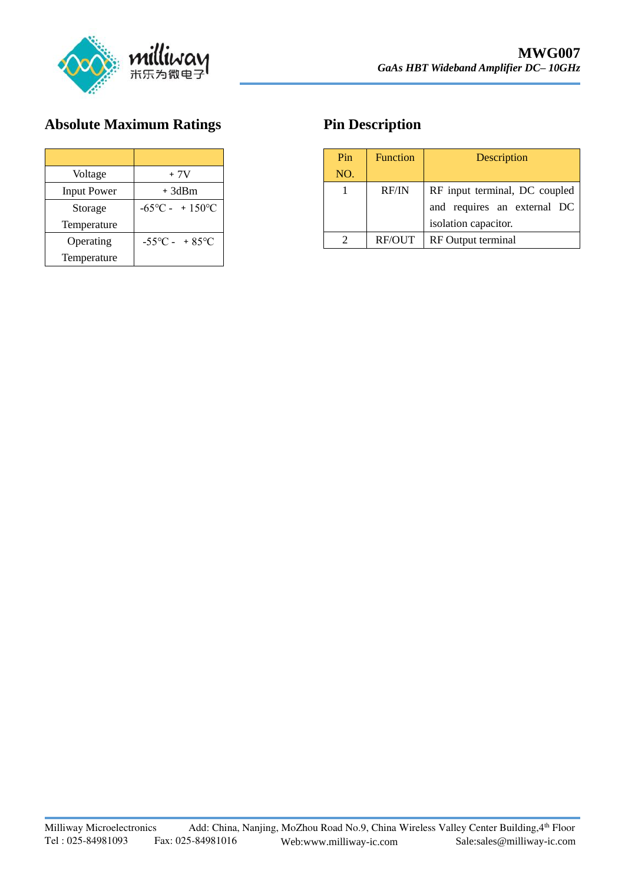## Absolute Maximum Ratings

| | |
|---|---|
| Voltage | + 7V |
| Input Power | + 3dBm |
| Storage Temperature | -65℃ -　+ 150℃ |
| Operating Temperature | -55℃ -　+ 85℃ |

## Pin Description

| Pin NO. | Function | Description |
|---|---|---|
| 1 | RF/IN | RF input terminal, DC coupled and requires an external DC isolation capacitor. |
| 2 | RF/OUT | RF Output terminal |